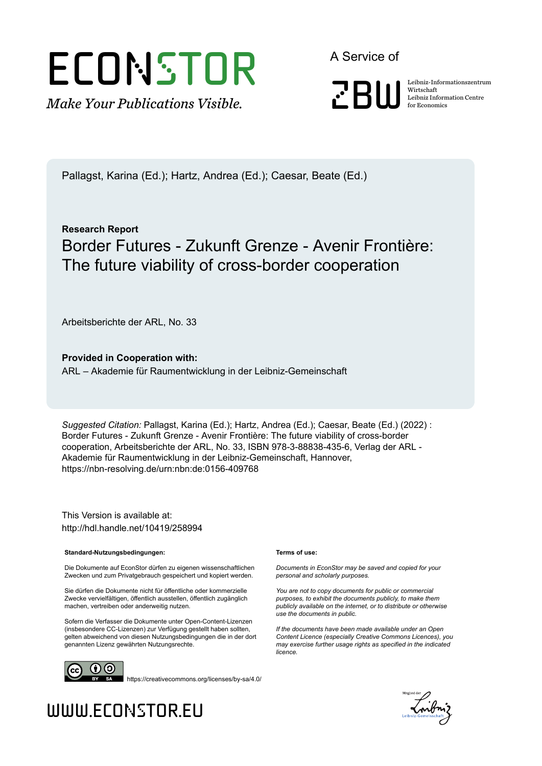Pallagst, Karina (Ed.); Hartz, Andrea (Ed.); Caesar, Beate (Ed.)

**Research Report**

# Border Futures - Zukunft Grenze - Avenir Frontière: The future viability of cross-border cooperation

Arbeitsberichte der ARL, No. 33

**Provided in Cooperation with:**
ARL – Akademie für Raumentwicklung in der Leibniz-Gemeinschaft

*Suggested Citation:* Pallagst, Karina (Ed.); Hartz, Andrea (Ed.); Caesar, Beate (Ed.) (2022) : Border Futures - Zukunft Grenze - Avenir Frontière: The future viability of cross-border cooperation, Arbeitsberichte der ARL, No. 33, ISBN 978-3-88838-435-6, Verlag der ARL - Akademie für Raumentwicklung in der Leibniz-Gemeinschaft, Hannover, https://nbn-resolving.de/urn:nbn:de:0156-409768

This Version is available at:
http://hdl.handle.net/10419/258994

**Standard-Nutzungsbedingungen:**

Die Dokumente auf EconStor dürfen zu eigenen wissenschaftlichen Zwecken und zum Privatgebrauch gespeichert und kopiert werden.

Sie dürfen die Dokumente nicht für öffentliche oder kommerzielle Zwecke vervielfältigen, öffentlich ausstellen, öffentlich zugänglich machen, vertreiben oder anderweitig nutzen.

Sofern die Verfasser die Dokumente unter Open-Content-Lizenzen (insbesondere CC-Lizenzen) zur Verfügung gestellt haben sollten, gelten abweichend von diesen Nutzungsbedingungen die in der dort genannten Lizenz gewährten Nutzungsrechte.

**Terms of use:**

*Documents in EconStor may be saved and copied for your personal and scholarly purposes.*

*You are not to copy documents for public or commercial purposes, to exhibit the documents publicly, to make them publicly available on the internet, or to distribute or otherwise use the documents in public.*

*If the documents have been made available under an Open Content Licence (especially Creative Commons Licences), you may exercise further usage rights as specified in the indicated licence.*

https://creativecommons.org/licenses/by-sa/4.0/

WWW.ECONSTOR.EU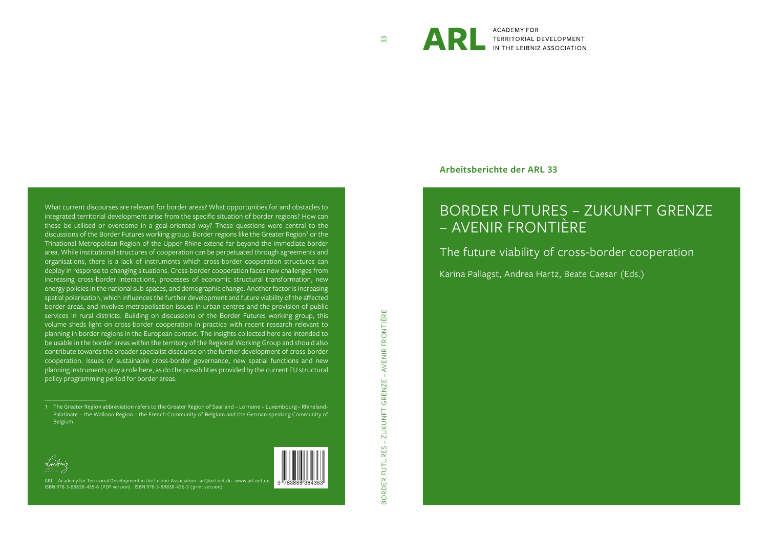ARL ACADEMY FOR TERRITORIAL DEVELOPMENT IN THE LEIBNIZ ASSOCIATION

**Arbeitsberichte der ARL 33**

# BORDER FUTURES – ZUKUNFT GRENZE – AVENIR FRONTIÈRE

## The future viability of cross-border cooperation

Karina Pallagst, Andrea Hartz, Beate Caesar (Eds.)

What current discourses are relevant for border areas? What opportunities for and obstacles to integrated territorial development arise from the specific situation of border regions? How can these be utilised or overcome in a goal-oriented way? These questions were central to the discussions of the Border Futures working group. Border regions like the Greater Region[1] or the Trinational Metropolitan Region of the Upper Rhine extend far beyond the immediate border area. While institutional structures of cooperation can be perpetuated through agreements and organisations, there is a lack of instruments which cross-border cooperation structures can deploy in response to changing situations. Cross-border cooperation faces new challenges from increasing cross-border interactions, processes of economic structural transformation, new energy policies in the national sub-spaces, and demographic change. Another factor is increasing spatial polarisation, which influences the further development and future viability of the affected border areas, and involves metropolisation issues in urban centres and the provision of public services in rural districts. Building on discussions of the Border Futures working group, this volume sheds light on cross-border cooperation in practice with recent research relevant to planning in border regions in the European context. The insights collected here are intended to be usable in the border areas within the territory of the Regional Working Group and should also contribute towards the broader specialist discourse on the further development of cross-border cooperation. Issues of sustainable cross-border governance, new spatial functions and new planning instruments play a role here, as do the possibilities provided by the current EU structural policy programming period for border areas.

1 The Greater Region abbreviation refers to the Greater Region of Saarland – Lorraine – Luxembourg – Rhineland-Palatinate – the Walloon Region – the French Community of Belgium and the German-speaking Community of Belgium

ARL – Academy for Territorial Development in the Leibniz Association · arl@arl-net.de · www.arl-net.de
ISBN 978-3-88838-435-6 (PDF version) · ISBN 978-3-88838-436-3 (print version)

9 783888 384363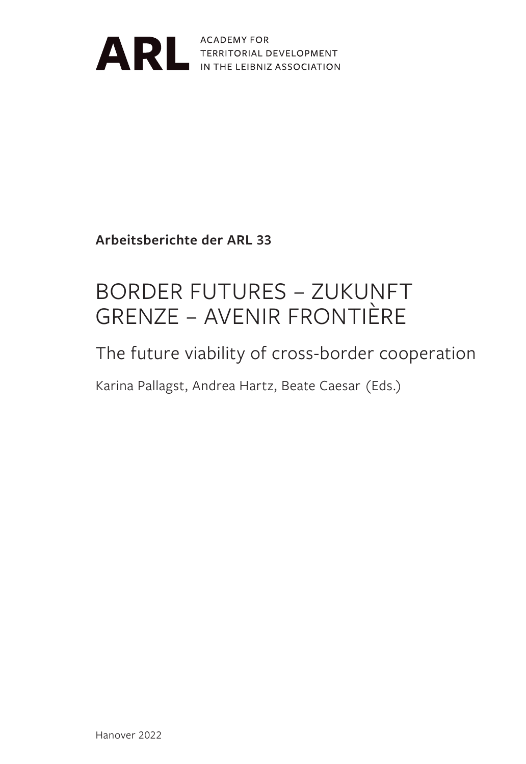ARL ACADEMY FOR TERRITORIAL DEVELOPMENT IN THE LEIBNIZ ASSOCIATION

**Arbeitsberichte der ARL 33**

# BORDER FUTURES – ZUKUNFT GRENZE – AVENIR FRONTIÈRE

## The future viability of cross-border cooperation

Karina Pallagst, Andrea Hartz, Beate Caesar (Eds.)

Hanover 2022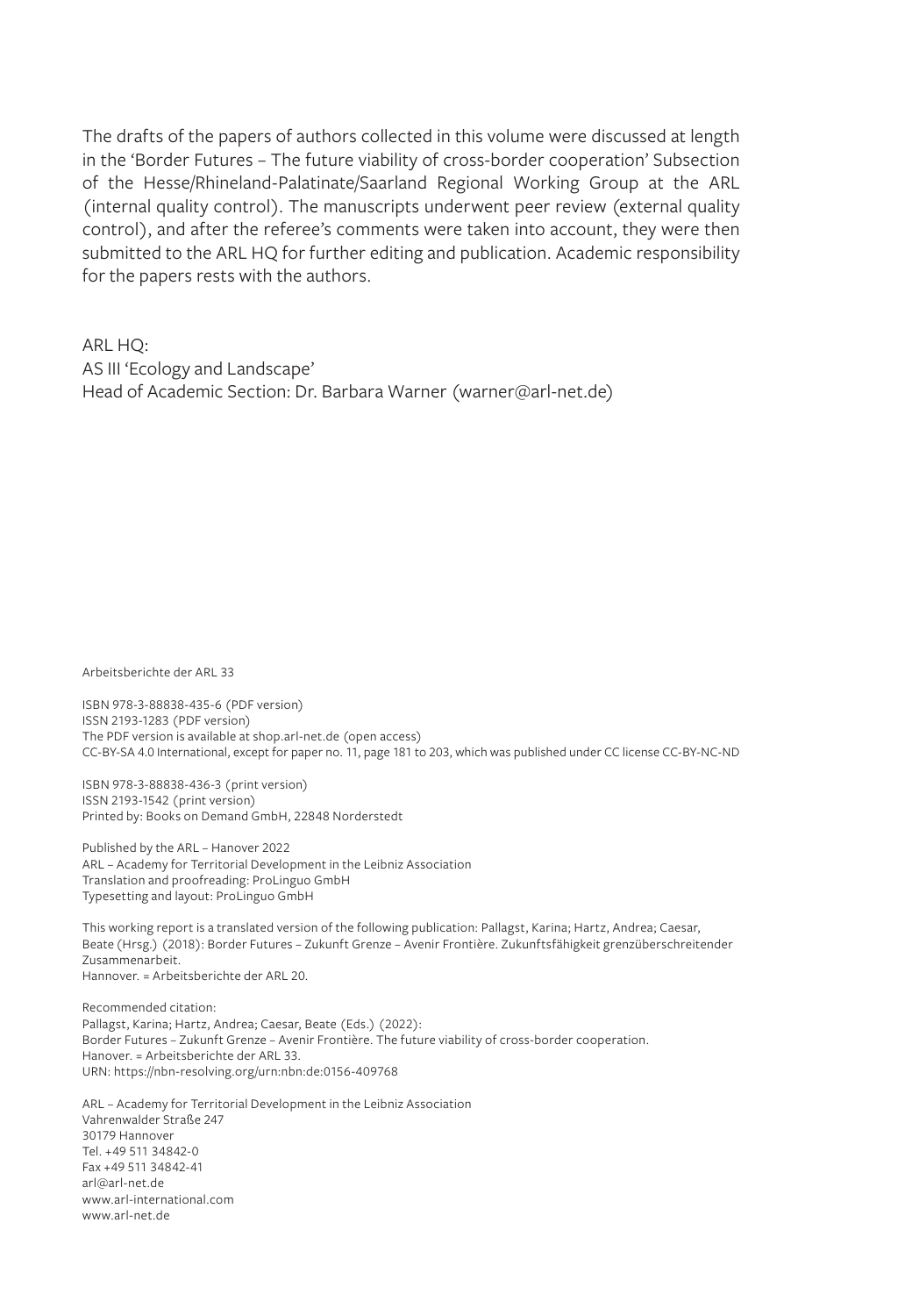The drafts of the papers of authors collected in this volume were discussed at length in the 'Border Futures – The future viability of cross-border cooperation' Subsection of the Hesse/Rhineland-Palatinate/Saarland Regional Working Group at the ARL (internal quality control). The manuscripts underwent peer review (external quality control), and after the referee's comments were taken into account, they were then submitted to the ARL HQ for further editing and publication. Academic responsibility for the papers rests with the authors.

ARL HQ:
AS III 'Ecology and Landscape'
Head of Academic Section: Dr. Barbara Warner (warner@arl-net.de)

Arbeitsberichte der ARL 33

ISBN 978-3-88838-435-6 (PDF version)
ISSN 2193-1283 (PDF version)
The PDF version is available at shop.arl-net.de (open access)
CC-BY-SA 4.0 International, except for paper no. 11, page 181 to 203, which was published under CC license CC-BY-NC-ND

ISBN 978-3-88838-436-3 (print version)
ISSN 2193-1542 (print version)
Printed by: Books on Demand GmbH, 22848 Norderstedt

Published by the ARL – Hanover 2022
ARL – Academy for Territorial Development in the Leibniz Association
Translation and proofreading: ProLinguo GmbH
Typesetting and layout: ProLinguo GmbH

This working report is a translated version of the following publication: Pallagst, Karina; Hartz, Andrea; Caesar, Beate (Hrsg.) (2018): Border Futures – Zukunft Grenze – Avenir Frontière. Zukunftsfähigkeit grenzüberschreitender Zusammenarbeit.
Hannover. = Arbeitsberichte der ARL 20.

Recommended citation:
Pallagst, Karina; Hartz, Andrea; Caesar, Beate (Eds.) (2022):
Border Futures – Zukunft Grenze – Avenir Frontière. The future viability of cross-border cooperation.
Hanover. = Arbeitsberichte der ARL 33.
URN: https://nbn-resolving.org/urn:nbn:de:0156-409768

ARL – Academy for Territorial Development in the Leibniz Association
Vahrenwalder Straße 247
30179 Hannover
Tel. +49 511 34842-0
Fax +49 511 34842-41
arl@arl-net.de
www.arl-international.com
www.arl-net.de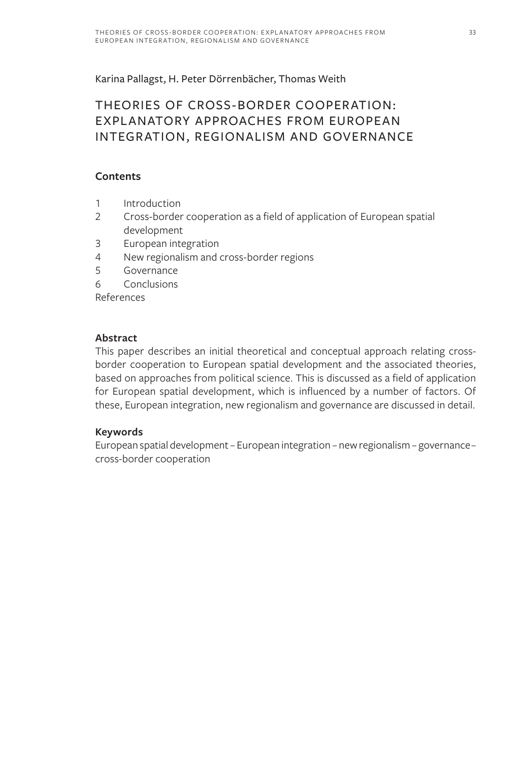Karina Pallagst, H. Peter Dörrenbächer, Thomas Weith

# THEORIES OF CROSS-BORDER COOPERATION: EXPLANATORY APPROACHES FROM EUROPEAN INTEGRATION, REGIONALISM AND GOVERNANCE

## Contents

1 Introduction
2 Cross-border cooperation as a field of application of European spatial development
3 European integration
4 New regionalism and cross-border regions
5 Governance
6 Conclusions
References

## Abstract

This paper describes an initial theoretical and conceptual approach relating cross-border cooperation to European spatial development and the associated theories, based on approaches from political science. This is discussed as a field of application for European spatial development, which is influenced by a number of factors. Of these, European integration, new regionalism and governance are discussed in detail.

## Keywords

European spatial development – European integration – new regionalism – governance – cross-border cooperation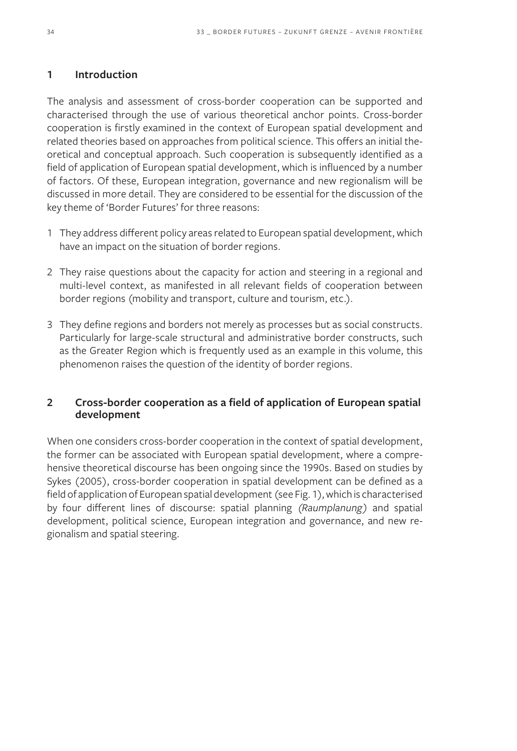## 1 Introduction

The analysis and assessment of cross-border cooperation can be supported and characterised through the use of various theoretical anchor points. Cross-border cooperation is firstly examined in the context of European spatial development and related theories based on approaches from political science. This offers an initial theoretical and conceptual approach. Such cooperation is subsequently identified as a field of application of European spatial development, which is influenced by a number of factors. Of these, European integration, governance and new regionalism will be discussed in more detail. They are considered to be essential for the discussion of the key theme of 'Border Futures' for three reasons:

1 They address different policy areas related to European spatial development, which have an impact on the situation of border regions.

2 They raise questions about the capacity for action and steering in a regional and multi-level context, as manifested in all relevant fields of cooperation between border regions (mobility and transport, culture and tourism, etc.).

3 They define regions and borders not merely as processes but as social constructs. Particularly for large-scale structural and administrative border constructs, such as the Greater Region which is frequently used as an example in this volume, this phenomenon raises the question of the identity of border regions.

## 2 Cross-border cooperation as a field of application of European spatial development

When one considers cross-border cooperation in the context of spatial development, the former can be associated with European spatial development, where a comprehensive theoretical discourse has been ongoing since the 1990s. Based on studies by Sykes (2005), cross-border cooperation in spatial development can be defined as a field of application of European spatial development (see Fig. 1), which is characterised by four different lines of discourse: spatial planning *(Raumplanung)* and spatial development, political science, European integration and governance, and new regionalism and spatial steering.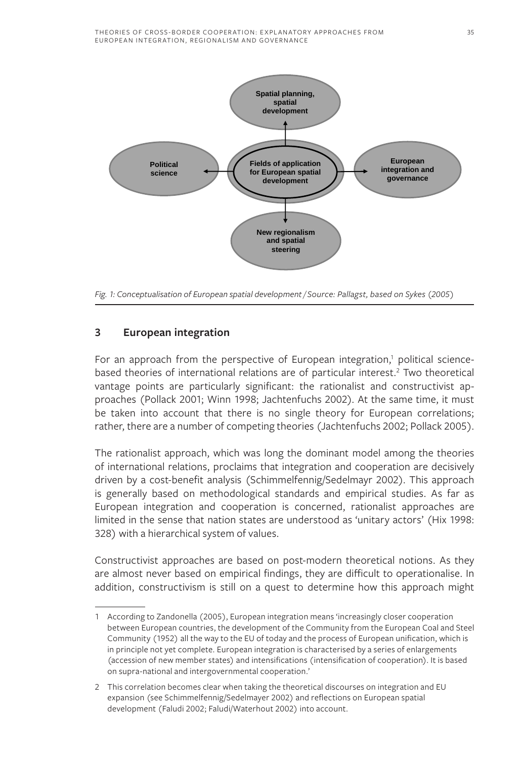Spatial planning, spatial development

Political science

Fields of application for European spatial development

European integration and governance

New regionalism and spatial steering

*Fig. 1: Conceptualisation of European spatial development / Source: Pallagst, based on Sykes (2005)*

## 3 European integration

For an approach from the perspective of European integration,[1] political science-based theories of international relations are of particular interest.[2] Two theoretical vantage points are particularly significant: the rationalist and constructivist approaches (Pollack 2001; Winn 1998; Jachtenfuchs 2002). At the same time, it must be taken into account that there is no single theory for European correlations; rather, there are a number of competing theories (Jachtenfuchs 2002; Pollack 2005).

The rationalist approach, which was long the dominant model among the theories of international relations, proclaims that integration and cooperation are decisively driven by a cost-benefit analysis (Schimmelfennig/Sedelmayr 2002). This approach is generally based on methodological standards and empirical studies. As far as European integration and cooperation is concerned, rationalist approaches are limited in the sense that nation states are understood as 'unitary actors' (Hix 1998: 328) with a hierarchical system of values.

Constructivist approaches are based on post-modern theoretical notions. As they are almost never based on empirical findings, they are difficult to operationalise. In addition, constructivism is still on a quest to determine how this approach might

---

1 According to Zandonella (2005), European integration means 'increasingly closer cooperation between European countries, the development of the Community from the European Coal and Steel Community (1952) all the way to the EU of today and the process of European unification, which is in principle not yet complete. European integration is characterised by a series of enlargements (accession of new member states) and intensifications (intensification of cooperation). It is based on supra-national and intergovernmental cooperation.'

2 This correlation becomes clear when taking the theoretical discourses on integration and EU expansion (see Schimmelfennig/Sedelmayer 2002) and reflections on European spatial development (Faludi 2002; Faludi/Waterhout 2002) into account.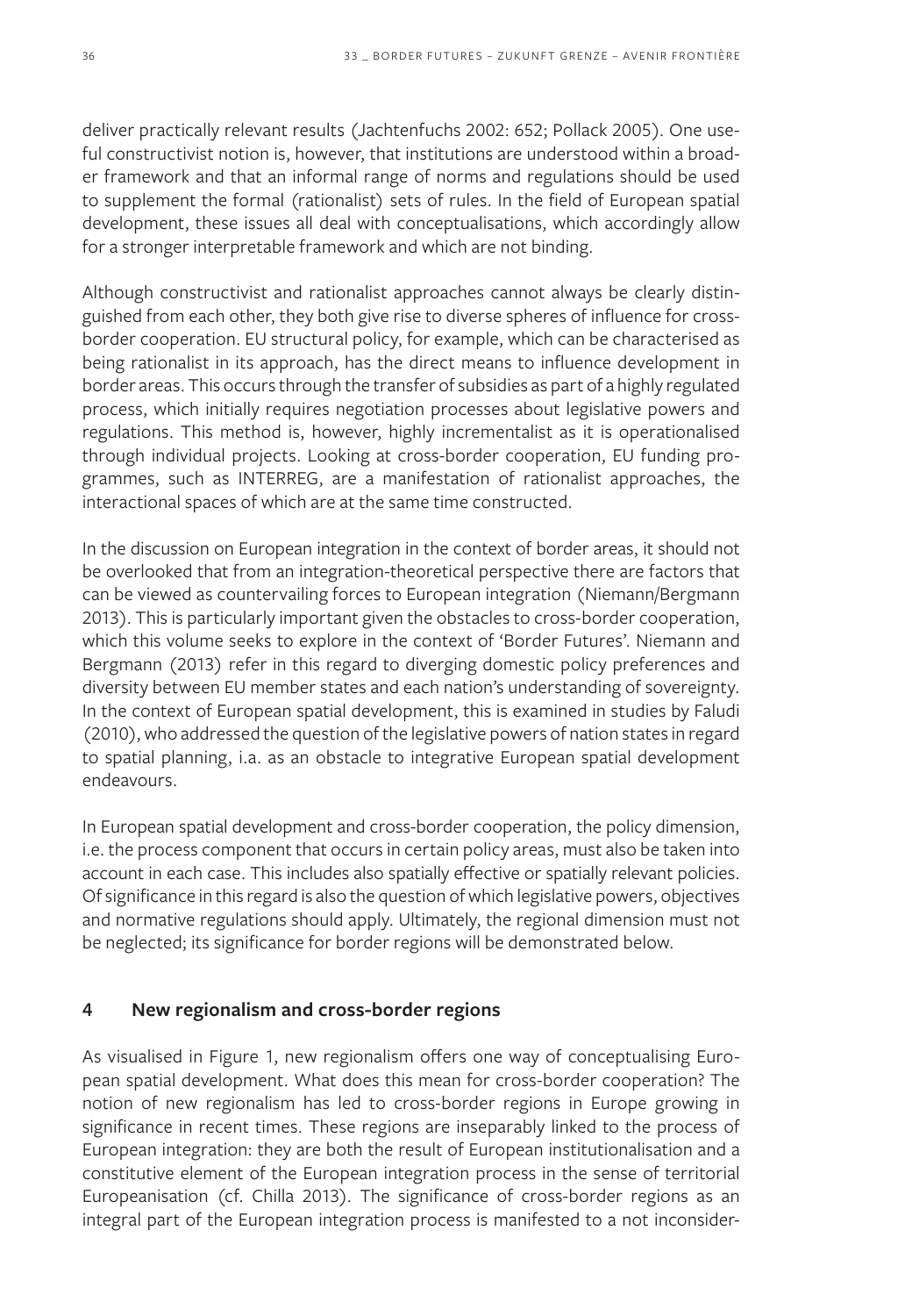deliver practically relevant results (Jachtenfuchs 2002: 652; Pollack 2005). One useful constructivist notion is, however, that institutions are understood within a broader framework and that an informal range of norms and regulations should be used to supplement the formal (rationalist) sets of rules. In the field of European spatial development, these issues all deal with conceptualisations, which accordingly allow for a stronger interpretable framework and which are not binding.

Although constructivist and rationalist approaches cannot always be clearly distinguished from each other, they both give rise to diverse spheres of influence for cross-border cooperation. EU structural policy, for example, which can be characterised as being rationalist in its approach, has the direct means to influence development in border areas. This occurs through the transfer of subsidies as part of a highly regulated process, which initially requires negotiation processes about legislative powers and regulations. This method is, however, highly incrementalist as it is operationalised through individual projects. Looking at cross-border cooperation, EU funding programmes, such as INTERREG, are a manifestation of rationalist approaches, the interactional spaces of which are at the same time constructed.

In the discussion on European integration in the context of border areas, it should not be overlooked that from an integration-theoretical perspective there are factors that can be viewed as countervailing forces to European integration (Niemann/Bergmann 2013). This is particularly important given the obstacles to cross-border cooperation, which this volume seeks to explore in the context of 'Border Futures'. Niemann and Bergmann (2013) refer in this regard to diverging domestic policy preferences and diversity between EU member states and each nation's understanding of sovereignty. In the context of European spatial development, this is examined in studies by Faludi (2010), who addressed the question of the legislative powers of nation states in regard to spatial planning, i.a. as an obstacle to integrative European spatial development endeavours.

In European spatial development and cross-border cooperation, the policy dimension, i.e. the process component that occurs in certain policy areas, must also be taken into account in each case. This includes also spatially effective or spatially relevant policies. Of significance in this regard is also the question of which legislative powers, objectives and normative regulations should apply. Ultimately, the regional dimension must not be neglected; its significance for border regions will be demonstrated below.

## 4 New regionalism and cross-border regions

As visualised in Figure 1, new regionalism offers one way of conceptualising European spatial development. What does this mean for cross-border cooperation? The notion of new regionalism has led to cross-border regions in Europe growing in significance in recent times. These regions are inseparably linked to the process of European integration: they are both the result of European institutionalisation and a constitutive element of the European integration process in the sense of territorial Europeanisation (cf. Chilla 2013). The significance of cross-border regions as an integral part of the European integration process is manifested to a not inconsider-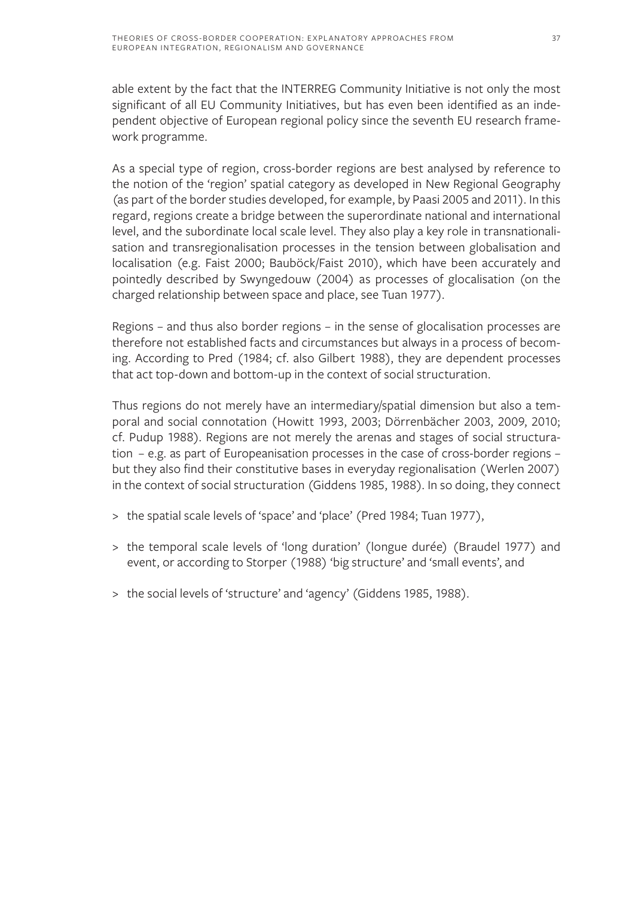able extent by the fact that the INTERREG Community Initiative is not only the most significant of all EU Community Initiatives, but has even been identified as an independent objective of European regional policy since the seventh EU research framework programme.

As a special type of region, cross-border regions are best analysed by reference to the notion of the 'region' spatial category as developed in New Regional Geography (as part of the border studies developed, for example, by Paasi 2005 and 2011). In this regard, regions create a bridge between the superordinate national and international level, and the subordinate local scale level. They also play a key role in transnationalisation and transregionalisation processes in the tension between globalisation and localisation (e.g. Faist 2000; Bauböck/Faist 2010), which have been accurately and pointedly described by Swyngedouw (2004) as processes of glocalisation (on the charged relationship between space and place, see Tuan 1977).

Regions – and thus also border regions – in the sense of glocalisation processes are therefore not established facts and circumstances but always in a process of becoming. According to Pred (1984; cf. also Gilbert 1988), they are dependent processes that act top-down and bottom-up in the context of social structuration.

Thus regions do not merely have an intermediary/spatial dimension but also a temporal and social connotation (Howitt 1993, 2003; Dörrenbächer 2003, 2009, 2010; cf. Pudup 1988). Regions are not merely the arenas and stages of social structuration – e.g. as part of Europeanisation processes in the case of cross-border regions – but they also find their constitutive bases in everyday regionalisation (Werlen 2007) in the context of social structuration (Giddens 1985, 1988). In so doing, they connect

> the spatial scale levels of 'space' and 'place' (Pred 1984; Tuan 1977),

> the temporal scale levels of 'long duration' (longue durée) (Braudel 1977) and event, or according to Storper (1988) 'big structure' and 'small events', and

> the social levels of 'structure' and 'agency' (Giddens 1985, 1988).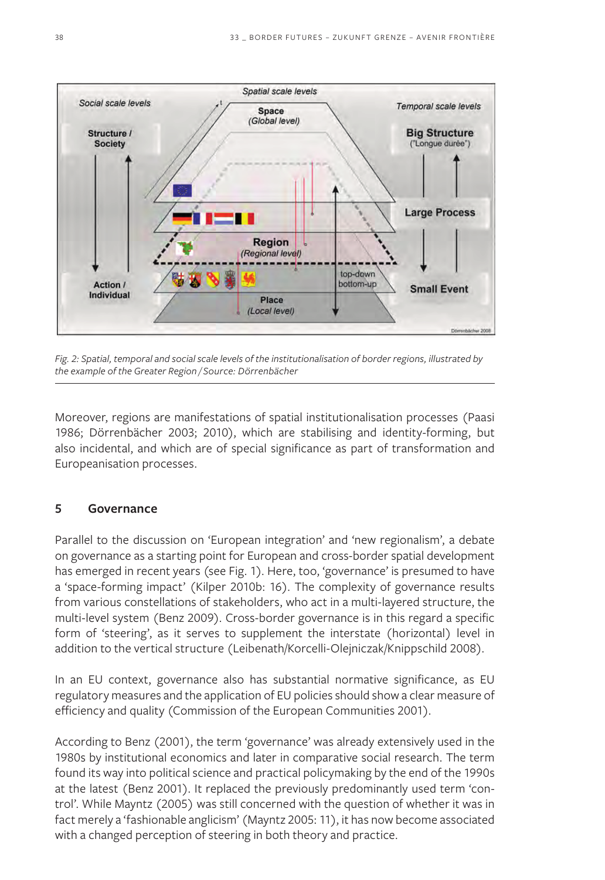*Fig. 2: Spatial, temporal and social scale levels of the institutionalisation of border regions, illustrated by the example of the Greater Region / Source: Dörrenbächer*

Moreover, regions are manifestations of spatial institutionalisation processes (Paasi 1986; Dörrenbächer 2003; 2010), which are stabilising and identity-forming, but also incidental, and which are of special significance as part of transformation and Europeanisation processes.

## 5 Governance

Parallel to the discussion on 'European integration' and 'new regionalism', a debate on governance as a starting point for European and cross-border spatial development has emerged in recent years (see Fig. 1). Here, too, 'governance' is presumed to have a 'space-forming impact' (Kilper 2010b: 16). The complexity of governance results from various constellations of stakeholders, who act in a multi-layered structure, the multi-level system (Benz 2009). Cross-border governance is in this regard a specific form of 'steering', as it serves to supplement the interstate (horizontal) level in addition to the vertical structure (Leibenath/Korcelli-Olejniczak/Knippschild 2008).

In an EU context, governance also has substantial normative significance, as EU regulatory measures and the application of EU policies should show a clear measure of efficiency and quality (Commission of the European Communities 2001).

According to Benz (2001), the term 'governance' was already extensively used in the 1980s by institutional economics and later in comparative social research. The term found its way into political science and practical policymaking by the end of the 1990s at the latest (Benz 2001). It replaced the previously predominantly used term 'control'. While Mayntz (2005) was still concerned with the question of whether it was in fact merely a 'fashionable anglicism' (Mayntz 2005: 11), it has now become associated with a changed perception of steering in both theory and practice.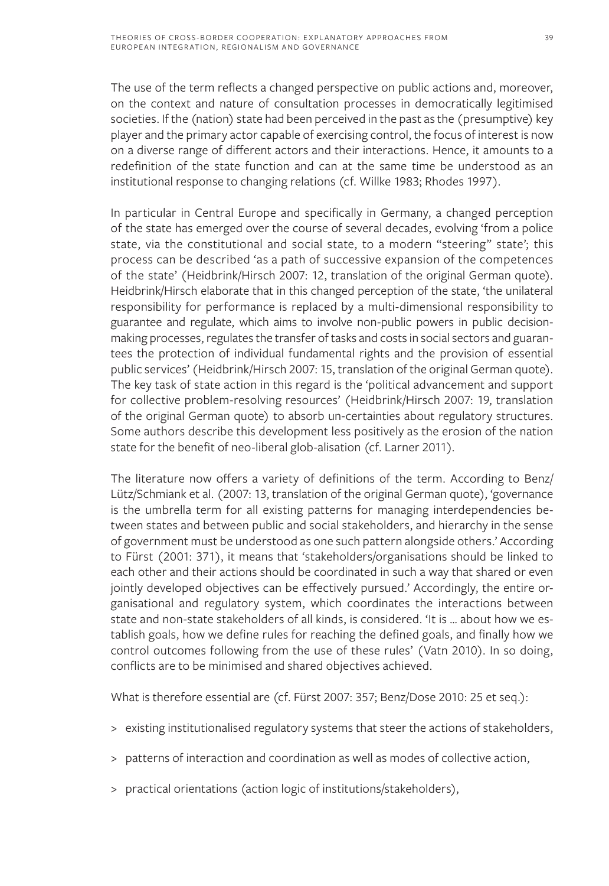The use of the term reflects a changed perspective on public actions and, moreover, on the context and nature of consultation processes in democratically legitimised societies. If the (nation) state had been perceived in the past as the (presumptive) key player and the primary actor capable of exercising control, the focus of interest is now on a diverse range of different actors and their interactions. Hence, it amounts to a redefinition of the state function and can at the same time be understood as an institutional response to changing relations (cf. Willke 1983; Rhodes 1997).

In particular in Central Europe and specifically in Germany, a changed perception of the state has emerged over the course of several decades, evolving 'from a police state, via the constitutional and social state, to a modern "steering" state'; this process can be described 'as a path of successive expansion of the competences of the state' (Heidbrink/Hirsch 2007: 12, translation of the original German quote). Heidbrink/Hirsch elaborate that in this changed perception of the state, 'the unilateral responsibility for performance is replaced by a multi-dimensional responsibility to guarantee and regulate, which aims to involve non-public powers in public decision-making processes, regulates the transfer of tasks and costs in social sectors and guarantees the protection of individual fundamental rights and the provision of essential public services' (Heidbrink/Hirsch 2007: 15, translation of the original German quote). The key task of state action in this regard is the 'political advancement and support for collective problem-resolving resources' (Heidbrink/Hirsch 2007: 19, translation of the original German quote) to absorb un-certainties about regulatory structures. Some authors describe this development less positively as the erosion of the nation state for the benefit of neo-liberal glob-alisation (cf. Larner 2011).

The literature now offers a variety of definitions of the term. According to Benz/Lütz/Schmiank et al. (2007: 13, translation of the original German quote), 'governance is the umbrella term for all existing patterns for managing interdependencies between states and between public and social stakeholders, and hierarchy in the sense of government must be understood as one such pattern alongside others.' According to Fürst (2001: 371), it means that 'stakeholders/organisations should be linked to each other and their actions should be coordinated in such a way that shared or even jointly developed objectives can be effectively pursued.' Accordingly, the entire organisational and regulatory system, which coordinates the interactions between state and non-state stakeholders of all kinds, is considered. 'It is ... about how we establish goals, how we define rules for reaching the defined goals, and finally how we control outcomes following from the use of these rules' (Vatn 2010). In so doing, conflicts are to be minimised and shared objectives achieved.

What is therefore essential are (cf. Fürst 2007: 357; Benz/Dose 2010: 25 et seq.):

- existing institutionalised regulatory systems that steer the actions of stakeholders,
- patterns of interaction and coordination as well as modes of collective action,
- practical orientations (action logic of institutions/stakeholders),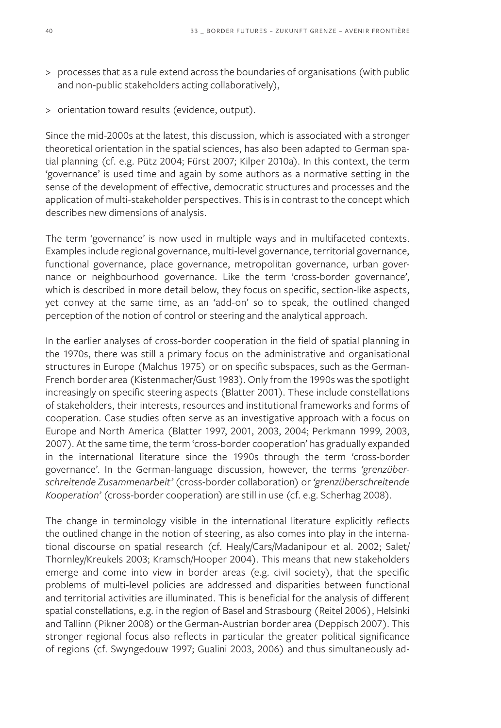- processes that as a rule extend across the boundaries of organisations (with public and non-public stakeholders acting collaboratively),
- orientation toward results (evidence, output).

Since the mid-2000s at the latest, this discussion, which is associated with a stronger theoretical orientation in the spatial sciences, has also been adapted to German spatial planning (cf. e.g. Pütz 2004; Fürst 2007; Kilper 2010a). In this context, the term 'governance' is used time and again by some authors as a normative setting in the sense of the development of effective, democratic structures and processes and the application of multi-stakeholder perspectives. This is in contrast to the concept which describes new dimensions of analysis.

The term 'governance' is now used in multiple ways and in multifaceted contexts. Examples include regional governance, multi-level governance, territorial governance, functional governance, place governance, metropolitan governance, urban governance or neighbourhood governance. Like the term 'cross-border governance', which is described in more detail below, they focus on specific, section-like aspects, yet convey at the same time, as an 'add-on' so to speak, the outlined changed perception of the notion of control or steering and the analytical approach.

In the earlier analyses of cross-border cooperation in the field of spatial planning in the 1970s, there was still a primary focus on the administrative and organisational structures in Europe (Malchus 1975) or on specific subspaces, such as the German-French border area (Kistenmacher/Gust 1983). Only from the 1990s was the spotlight increasingly on specific steering aspects (Blatter 2001). These include constellations of stakeholders, their interests, resources and institutional frameworks and forms of cooperation. Case studies often serve as an investigative approach with a focus on Europe and North America (Blatter 1997, 2001, 2003, 2004; Perkmann 1999, 2003, 2007). At the same time, the term 'cross-border cooperation' has gradually expanded in the international literature since the 1990s through the term 'cross-border governance'. In the German-language discussion, however, the terms *'grenzüberschreitende Zusammenarbeit'* (cross-border collaboration) or *'grenzüberschreitende Kooperation'* (cross-border cooperation) are still in use (cf. e.g. Scherhag 2008).

The change in terminology visible in the international literature explicitly reflects the outlined change in the notion of steering, as also comes into play in the international discourse on spatial research (cf. Healy/Cars/Madanipour et al. 2002; Salet/Thornley/Kreukels 2003; Kramsch/Hooper 2004). This means that new stakeholders emerge and come into view in border areas (e.g. civil society), that the specific problems of multi-level policies are addressed and disparities between functional and territorial activities are illuminated. This is beneficial for the analysis of different spatial constellations, e.g. in the region of Basel and Strasbourg (Reitel 2006), Helsinki and Tallinn (Pikner 2008) or the German-Austrian border area (Deppisch 2007). This stronger regional focus also reflects in particular the greater political significance of regions (cf. Swyngedouw 1997; Gualini 2003, 2006) and thus simultaneously ad-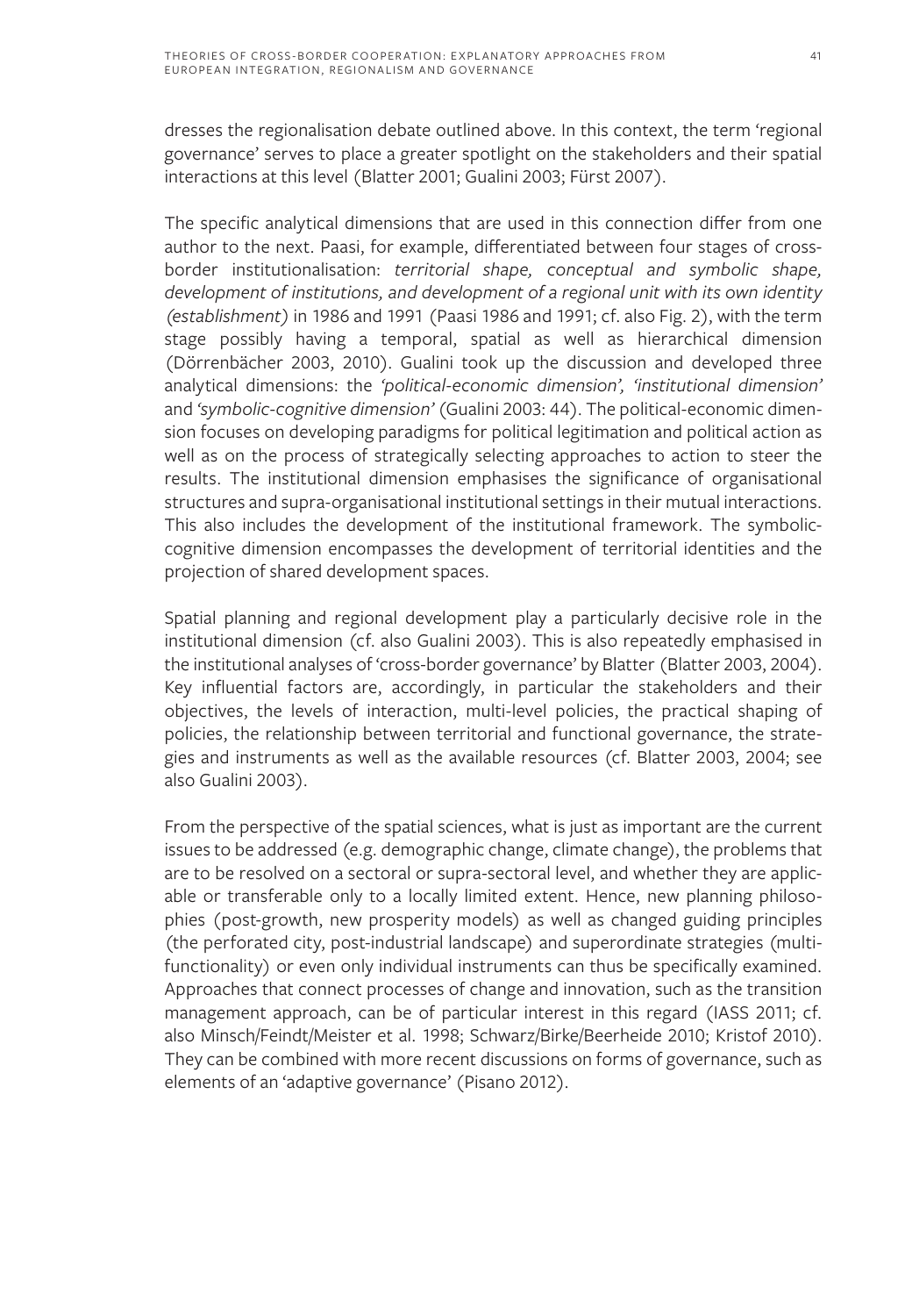dresses the regionalisation debate outlined above. In this context, the term 'regional governance' serves to place a greater spotlight on the stakeholders and their spatial interactions at this level (Blatter 2001; Gualini 2003; Fürst 2007).

The specific analytical dimensions that are used in this connection differ from one author to the next. Paasi, for example, differentiated between four stages of cross-border institutionalisation: *territorial shape, conceptual and symbolic shape, development of institutions, and development of a regional unit with its own identity (establishment)* in 1986 and 1991 (Paasi 1986 and 1991; cf. also Fig. 2), with the term stage possibly having a temporal, spatial as well as hierarchical dimension (Dörrenbächer 2003, 2010). Gualini took up the discussion and developed three analytical dimensions: the *'political-economic dimension', 'institutional dimension'* and *'symbolic-cognitive dimension'* (Gualini 2003: 44). The political-economic dimension focuses on developing paradigms for political legitimation and political action as well as on the process of strategically selecting approaches to action to steer the results. The institutional dimension emphasises the significance of organisational structures and supra-organisational institutional settings in their mutual interactions. This also includes the development of the institutional framework. The symbolic-cognitive dimension encompasses the development of territorial identities and the projection of shared development spaces.

Spatial planning and regional development play a particularly decisive role in the institutional dimension (cf. also Gualini 2003). This is also repeatedly emphasised in the institutional analyses of 'cross-border governance' by Blatter (Blatter 2003, 2004). Key influential factors are, accordingly, in particular the stakeholders and their objectives, the levels of interaction, multi-level policies, the practical shaping of policies, the relationship between territorial and functional governance, the strategies and instruments as well as the available resources (cf. Blatter 2003, 2004; see also Gualini 2003).

From the perspective of the spatial sciences, what is just as important are the current issues to be addressed (e.g. demographic change, climate change), the problems that are to be resolved on a sectoral or supra-sectoral level, and whether they are applicable or transferable only to a locally limited extent. Hence, new planning philosophies (post-growth, new prosperity models) as well as changed guiding principles (the perforated city, post-industrial landscape) and superordinate strategies (multi-functionality) or even only individual instruments can thus be specifically examined. Approaches that connect processes of change and innovation, such as the transition management approach, can be of particular interest in this regard (IASS 2011; cf. also Minsch/Feindt/Meister et al. 1998; Schwarz/Birke/Beerheide 2010; Kristof 2010). They can be combined with more recent discussions on forms of governance, such as elements of an 'adaptive governance' (Pisano 2012).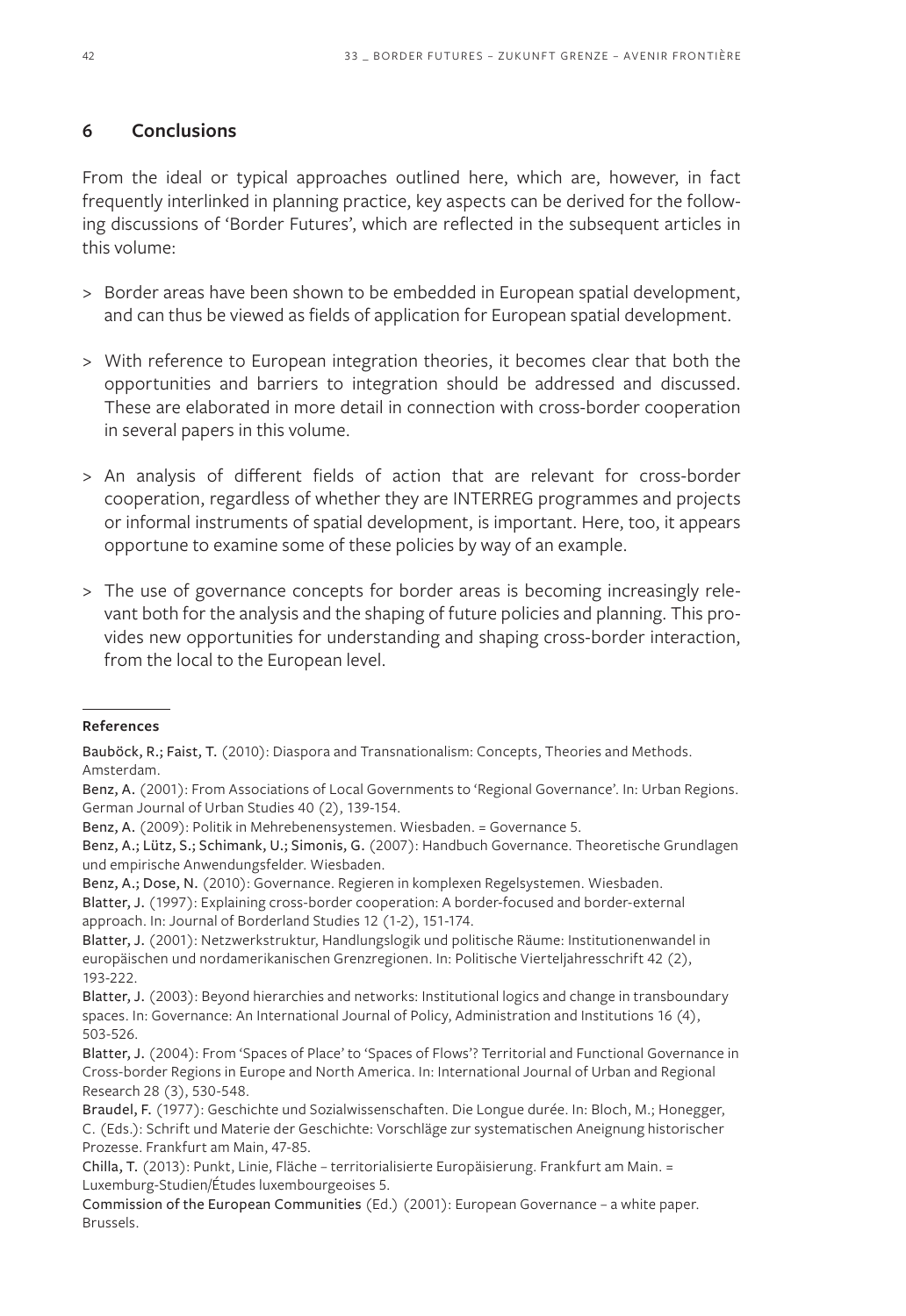## 6 Conclusions

From the ideal or typical approaches outlined here, which are, however, in fact frequently interlinked in planning practice, key aspects can be derived for the following discussions of 'Border Futures', which are reflected in the subsequent articles in this volume:

> Border areas have been shown to be embedded in European spatial development, and can thus be viewed as fields of application for European spatial development.

> With reference to European integration theories, it becomes clear that both the opportunities and barriers to integration should be addressed and discussed. These are elaborated in more detail in connection with cross-border cooperation in several papers in this volume.

> An analysis of different fields of action that are relevant for cross-border cooperation, regardless of whether they are INTERREG programmes and projects or informal instruments of spatial development, is important. Here, too, it appears opportune to examine some of these policies by way of an example.

> The use of governance concepts for border areas is becoming increasingly relevant both for the analysis and the shaping of future policies and planning. This provides new opportunities for understanding and shaping cross-border interaction, from the local to the European level.

**References**

**Bauböck, R.; Faist, T.** (2010): Diaspora and Transnationalism: Concepts, Theories and Methods. Amsterdam.

**Benz, A.** (2001): From Associations of Local Governments to 'Regional Governance'. In: Urban Regions. German Journal of Urban Studies 40 (2), 139-154.

**Benz, A.** (2009): Politik in Mehrebenensystemen. Wiesbaden. = Governance 5.

**Benz, A.; Lütz, S.; Schimank, U.; Simonis, G.** (2007): Handbuch Governance. Theoretische Grundlagen und empirische Anwendungsfelder. Wiesbaden.

**Benz, A.; Dose, N.** (2010): Governance. Regieren in komplexen Regelsystemen. Wiesbaden.

**Blatter, J.** (1997): Explaining cross-border cooperation: A border-focused and border-external approach. In: Journal of Borderland Studies 12 (1-2), 151-174.

**Blatter, J.** (2001): Netzwerkstruktur, Handlungslogik und politische Räume: Institutionenwandel in europäischen und nordamerikanischen Grenzregionen. In: Politische Vierteljahresschrift 42 (2), 193-222.

**Blatter, J.** (2003): Beyond hierarchies and networks: Institutional logics and change in transboundary spaces. In: Governance: An International Journal of Policy, Administration and Institutions 16 (4), 503-526.

**Blatter, J.** (2004): From 'Spaces of Place' to 'Spaces of Flows'? Territorial and Functional Governance in Cross-border Regions in Europe and North America. In: International Journal of Urban and Regional Research 28 (3), 530-548.

**Braudel, F.** (1977): Geschichte und Sozialwissenschaften. Die Longue durée. In: Bloch, M.; Honegger, C. (Eds.): Schrift und Materie der Geschichte: Vorschläge zur systematischen Aneignung historischer Prozesse. Frankfurt am Main, 47-85.

**Chilla, T.** (2013): Punkt, Linie, Fläche – territorialisierte Europäisierung. Frankfurt am Main. = Luxemburg-Studien/Études luxembourgeoises 5.

**Commission of the European Communities** (Ed.) (2001): European Governance – a white paper. Brussels.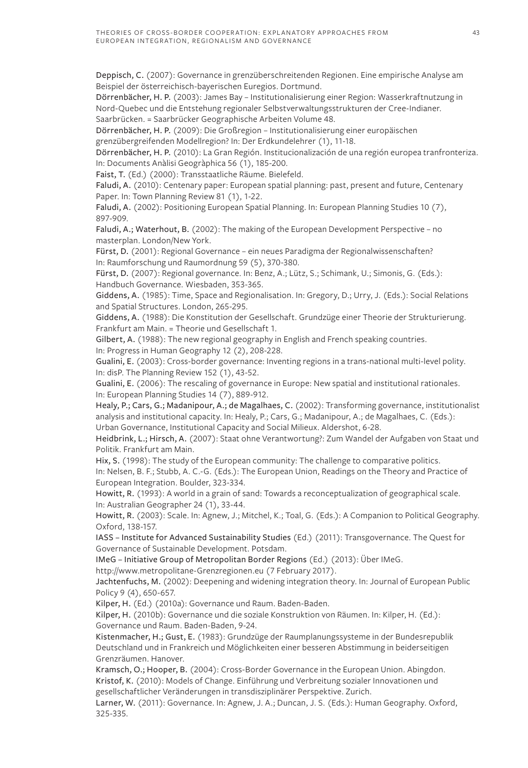Deppisch, C. (2007): Governance in grenzüberschreitenden Regionen. Eine empirische Analyse am Beispiel der österreichisch-bayerischen Euregios. Dortmund.

Dörrenbächer, H. P. (2003): James Bay – Institutionalisierung einer Region: Wasserkraftnutzung in Nord-Quebec und die Entstehung regionaler Selbstverwaltungsstrukturen der Cree-Indianer. Saarbrücken. = Saarbrücker Geographische Arbeiten Volume 48.

Dörrenbächer, H. P. (2009): Die Großregion – Institutionalisierung einer europäischen grenzübergreifenden Modellregion? In: Der Erdkundelehrer (1), 11-18.

Dörrenbächer, H. P. (2010): La Gran Región. Institucionalización de una región europea tranfronteriza. In: Documents Anàlisi Geogràphica 56 (1), 185-200.

Faist, T. (Ed.) (2000): Transstaatliche Räume. Bielefeld.

Faludi, A. (2010): Centenary paper: European spatial planning: past, present and future, Centenary Paper. In: Town Planning Review 81 (1), 1-22.

Faludi, A. (2002): Positioning European Spatial Planning. In: European Planning Studies 10 (7), 897-909.

Faludi, A.; Waterhout, B. (2002): The making of the European Development Perspective – no masterplan. London/New York.

Fürst, D. (2001): Regional Governance – ein neues Paradigma der Regionalwissenschaften? In: Raumforschung und Raumordnung 59 (5), 370-380.

Fürst, D. (2007): Regional governance. In: Benz, A.; Lütz, S.; Schimank, U.; Simonis, G. (Eds.): Handbuch Governance. Wiesbaden, 353-365.

Giddens, A. (1985): Time, Space and Regionalisation. In: Gregory, D.; Urry, J. (Eds.): Social Relations and Spatial Structures. London, 265-295.

Giddens, A. (1988): Die Konstitution der Gesellschaft. Grundzüge einer Theorie der Strukturierung. Frankfurt am Main. = Theorie und Gesellschaft 1.

Gilbert, A. (1988): The new regional geography in English and French speaking countries. In: Progress in Human Geography 12 (2), 208-228.

Gualini, E. (2003): Cross-border governance: Inventing regions in a trans-national multi-level polity. In: disP. The Planning Review 152 (1), 43-52.

Gualini, E. (2006): The rescaling of governance in Europe: New spatial and institutional rationales. In: European Planning Studies 14 (7), 889-912.

Healy, P.; Cars, G.; Madanipour, A.; de Magalhaes, C. (2002): Transforming governance, institutionalist analysis and institutional capacity. In: Healy, P.; Cars, G.; Madanipour, A.; de Magalhaes, C. (Eds.): Urban Governance, Institutional Capacity and Social Milieux. Aldershot, 6-28.

Heidbrink, L.; Hirsch, A. (2007): Staat ohne Verantwortung?: Zum Wandel der Aufgaben von Staat und Politik. Frankfurt am Main.

Hix, S. (1998): The study of the European community: The challenge to comparative politics. In: Nelsen, B. F.; Stubb, A. C.-G. (Eds.): The European Union, Readings on the Theory and Practice of European Integration. Boulder, 323-334.

Howitt, R. (1993): A world in a grain of sand: Towards a reconceptualization of geographical scale. In: Australian Geographer 24 (1), 33-44.

Howitt, R. (2003): Scale. In: Agnew, J.; Mitchel, K.; Toal, G. (Eds.): A Companion to Political Geography. Oxford, 138-157.

IASS – Institute for Advanced Sustainability Studies (Ed.) (2011): Transgovernance. The Quest for Governance of Sustainable Development. Potsdam.

IMeG – Initiative Group of Metropolitan Border Regions (Ed.) (2013): Über IMeG. http://www.metropolitane-Grenzregionen.eu (7 February 2017).

Jachtenfuchs, M. (2002): Deepening and widening integration theory. In: Journal of European Public Policy 9 (4), 650-657.

Kilper, H. (Ed.) (2010a): Governance und Raum. Baden-Baden.

Kilper, H. (2010b): Governance und die soziale Konstruktion von Räumen. In: Kilper, H. (Ed.): Governance und Raum. Baden-Baden, 9-24.

Kistenmacher, H.; Gust, E. (1983): Grundzüge der Raumplanungssysteme in der Bundesrepublik Deutschland und in Frankreich und Möglichkeiten einer besseren Abstimmung in beiderseitigen Grenzräumen. Hanover.

Kramsch, O.; Hooper, B. (2004): Cross-Border Governance in the European Union. Abingdon.

Kristof, K. (2010): Models of Change. Einführung und Verbreitung sozialer Innovationen und gesellschaftlicher Veränderungen in transdisziplinärer Perspektive. Zurich.

Larner, W. (2011): Governance. In: Agnew, J. A.; Duncan, J. S. (Eds.): Human Geography. Oxford, 325-335.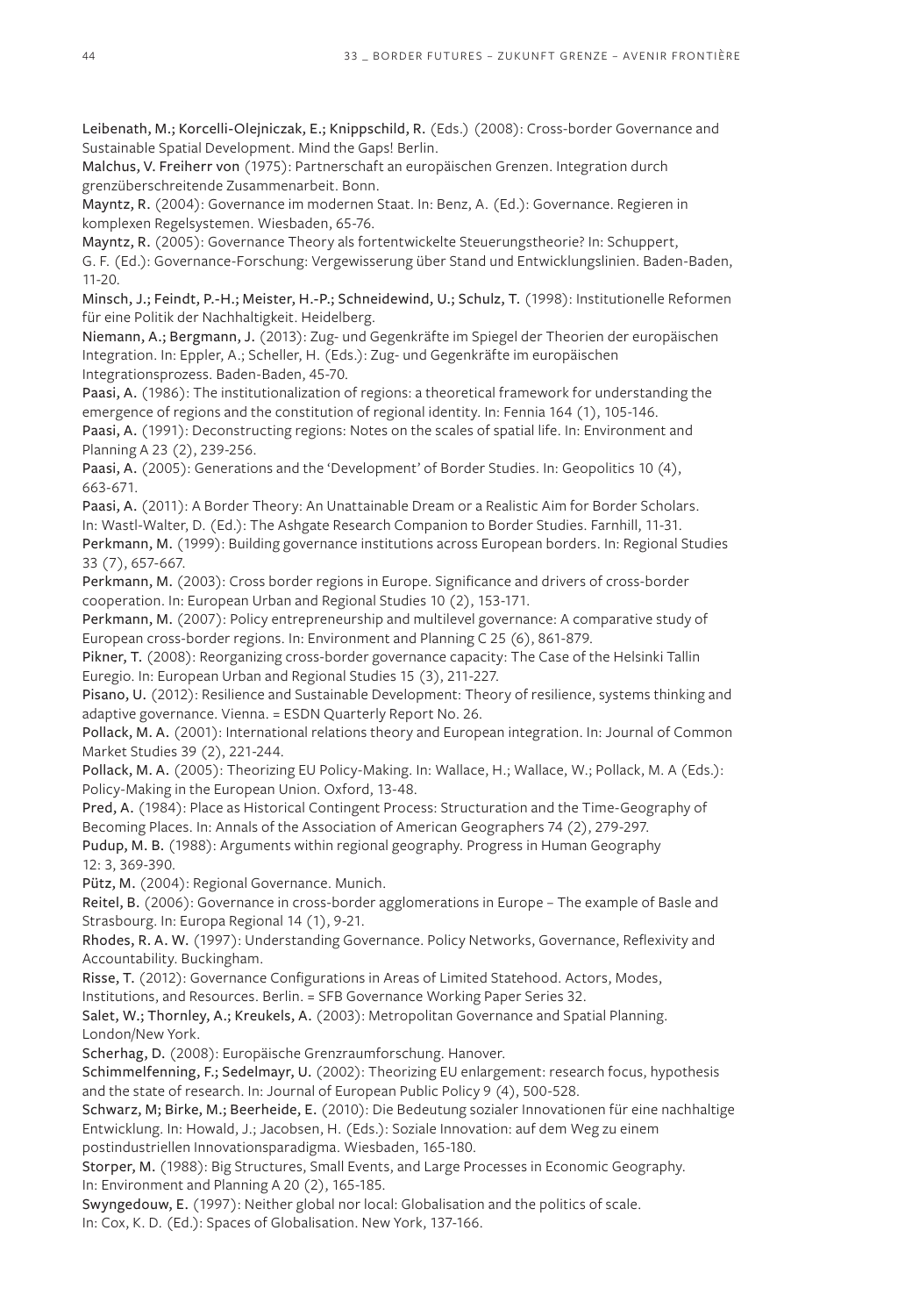**Leibenath, M.; Korcelli-Olejniczak, E.; Knippschild, R.** (Eds.) (2008): Cross-border Governance and Sustainable Spatial Development. Mind the Gaps! Berlin.

**Malchus, V. Freiherr von** (1975): Partnerschaft an europäischen Grenzen. Integration durch grenzüberschreitende Zusammenarbeit. Bonn.

**Mayntz, R.** (2004): Governance im modernen Staat. In: Benz, A. (Ed.): Governance. Regieren in komplexen Regelsystemen. Wiesbaden, 65-76.

**Mayntz, R.** (2005): Governance Theory als fortentwickelte Steuerungstheorie? In: Schuppert, G. F. (Ed.): Governance-Forschung: Vergewisserung über Stand und Entwicklungslinien. Baden-Baden, 11-20.

**Minsch, J.; Feindt, P.-H.; Meister, H.-P.; Schneidewind, U.; Schulz, T.** (1998): Institutionelle Reformen für eine Politik der Nachhaltigkeit. Heidelberg.

**Niemann, A.; Bergmann, J.** (2013): Zug- und Gegenkräfte im Spiegel der Theorien der europäischen Integration. In: Eppler, A.; Scheller, H. (Eds.): Zug- und Gegenkräfte im europäischen Integrationsprozess. Baden-Baden, 45-70.

**Paasi, A.** (1986): The institutionalization of regions: a theoretical framework for understanding the emergence of regions and the constitution of regional identity. In: Fennia 164 (1), 105-146.

**Paasi, A.** (1991): Deconstructing regions: Notes on the scales of spatial life. In: Environment and Planning A 23 (2), 239-256.

**Paasi, A.** (2005): Generations and the 'Development' of Border Studies. In: Geopolitics 10 (4), 663-671.

**Paasi, A.** (2011): A Border Theory: An Unattainable Dream or a Realistic Aim for Border Scholars. In: Wastl-Walter, D. (Ed.): The Ashgate Research Companion to Border Studies. Farnhill, 11-31.

**Perkmann, M.** (1999): Building governance institutions across European borders. In: Regional Studies 33 (7), 657-667.

**Perkmann, M.** (2003): Cross border regions in Europe. Significance and drivers of cross-border cooperation. In: European Urban and Regional Studies 10 (2), 153-171.

**Perkmann, M.** (2007): Policy entrepreneurship and multilevel governance: A comparative study of European cross-border regions. In: Environment and Planning C 25 (6), 861-879.

**Pikner, T.** (2008): Reorganizing cross-border governance capacity: The Case of the Helsinki Tallin Euregio. In: European Urban and Regional Studies 15 (3), 211-227.

**Pisano, U.** (2012): Resilience and Sustainable Development: Theory of resilience, systems thinking and adaptive governance. Vienna. = ESDN Quarterly Report No. 26.

**Pollack, M. A.** (2001): International relations theory and European integration. In: Journal of Common Market Studies 39 (2), 221-244.

**Pollack, M. A.** (2005): Theorizing EU Policy-Making. In: Wallace, H.; Wallace, W.; Pollack, M. A (Eds.): Policy-Making in the European Union. Oxford, 13-48.

**Pred, A.** (1984): Place as Historical Contingent Process: Structuration and the Time-Geography of Becoming Places. In: Annals of the Association of American Geographers 74 (2), 279-297.

**Pudup, M. B.** (1988): Arguments within regional geography. Progress in Human Geography 12: 3, 369-390.

**Pütz, M.** (2004): Regional Governance. Munich.

**Reitel, B.** (2006): Governance in cross-border agglomerations in Europe – The example of Basle and Strasbourg. In: Europa Regional 14 (1), 9-21.

**Rhodes, R. A. W.** (1997): Understanding Governance. Policy Networks, Governance, Reflexivity and Accountability. Buckingham.

**Risse, T.** (2012): Governance Configurations in Areas of Limited Statehood. Actors, Modes, Institutions, and Resources. Berlin. = SFB Governance Working Paper Series 32.

**Salet, W.; Thornley, A.; Kreukels, A.** (2003): Metropolitan Governance and Spatial Planning. London/New York.

**Scherhag, D.** (2008): Europäische Grenzraumforschung. Hanover.

**Schimmelfenning, F.; Sedelmayr, U.** (2002): Theorizing EU enlargement: research focus, hypothesis and the state of research. In: Journal of European Public Policy 9 (4), 500-528.

**Schwarz, M; Birke, M.; Beerheide, E.** (2010): Die Bedeutung sozialer Innovationen für eine nachhaltige Entwicklung. In: Howald, J.; Jacobsen, H. (Eds.): Soziale Innovation: auf dem Weg zu einem postindustriellen Innovationsparadigma. Wiesbaden, 165-180.

**Storper, M.** (1988): Big Structures, Small Events, and Large Processes in Economic Geography. In: Environment and Planning A 20 (2), 165-185.

**Swyngedouw, E.** (1997): Neither global nor local: Globalisation and the politics of scale. In: Cox, K. D. (Ed.): Spaces of Globalisation. New York, 137-166.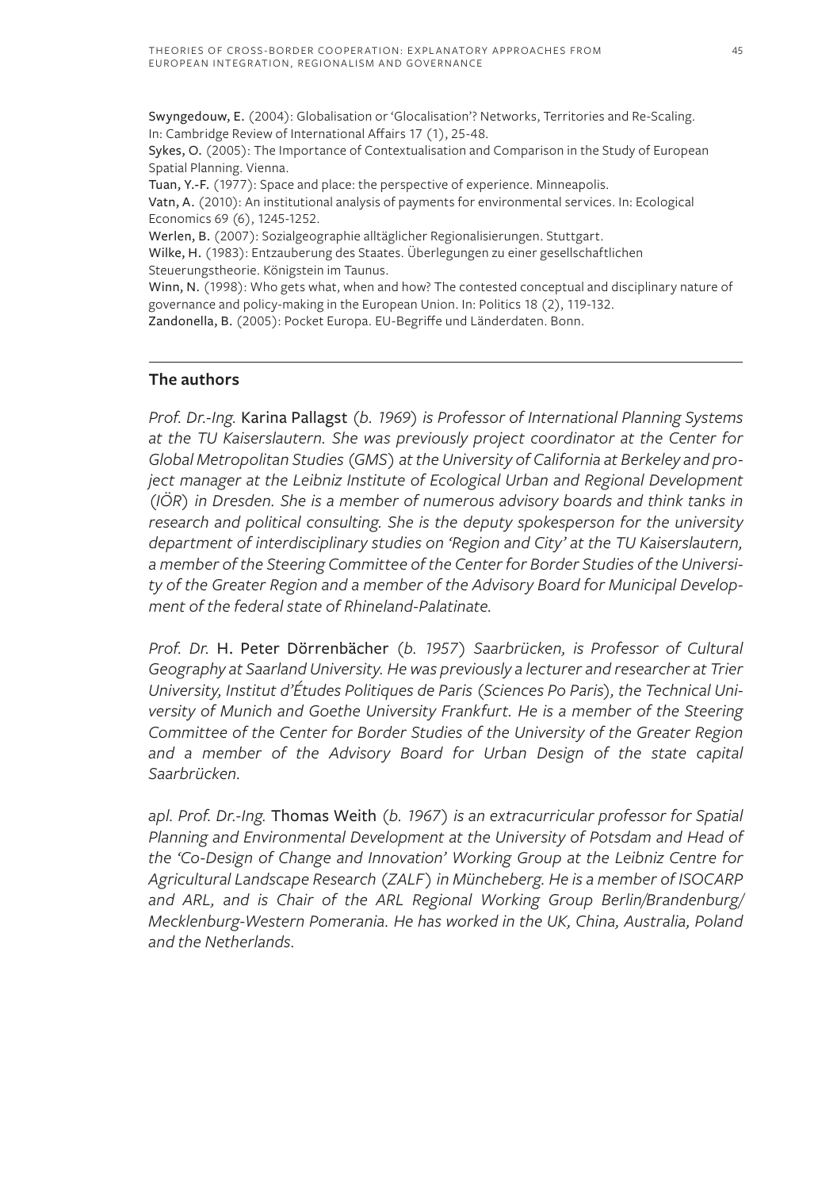**Swyngedouw, E.** (2004): Globalisation or 'Glocalisation'? Networks, Territories and Re-Scaling. In: Cambridge Review of International Affairs 17 (1), 25-48.

**Sykes, O.** (2005): The Importance of Contextualisation and Comparison in the Study of European Spatial Planning. Vienna.

**Tuan, Y.-F.** (1977): Space and place: the perspective of experience. Minneapolis.

**Vatn, A.** (2010): An institutional analysis of payments for environmental services. In: Ecological Economics 69 (6), 1245-1252.

**Werlen, B.** (2007): Sozialgeographie alltäglicher Regionalisierungen. Stuttgart.

**Wilke, H.** (1983): Entzauberung des Staates. Überlegungen zu einer gesellschaftlichen Steuerungstheorie. Königstein im Taunus.

**Winn, N.** (1998): Who gets what, when and how? The contested conceptual and disciplinary nature of governance and policy-making in the European Union. In: Politics 18 (2), 119-132.

**Zandonella, B.** (2005): Pocket Europa. EU-Begriffe und Länderdaten. Bonn.

## The authors

*Prof. Dr.-Ing.* Karina Pallagst *(b. 1969) is Professor of International Planning Systems at the TU Kaiserslautern. She was previously project coordinator at the Center for Global Metropolitan Studies (GMS) at the University of California at Berkeley and project manager at the Leibniz Institute of Ecological Urban and Regional Development (IÖR) in Dresden. She is a member of numerous advisory boards and think tanks in research and political consulting. She is the deputy spokesperson for the university department of interdisciplinary studies on 'Region and City' at the TU Kaiserslautern, a member of the Steering Committee of the Center for Border Studies of the University of the Greater Region and a member of the Advisory Board for Municipal Development of the federal state of Rhineland-Palatinate.*

*Prof. Dr.* H. Peter Dörrenbächer *(b. 1957) Saarbrücken, is Professor of Cultural Geography at Saarland University. He was previously a lecturer and researcher at Trier University, Institut d'Études Politiques de Paris (Sciences Po Paris), the Technical University of Munich and Goethe University Frankfurt. He is a member of the Steering Committee of the Center for Border Studies of the University of the Greater Region and a member of the Advisory Board for Urban Design of the state capital Saarbrücken.*

*apl. Prof. Dr.-Ing.* Thomas Weith *(b. 1967) is an extracurricular professor for Spatial Planning and Environmental Development at the University of Potsdam and Head of the 'Co-Design of Change and Innovation' Working Group at the Leibniz Centre for Agricultural Landscape Research (ZALF) in Müncheberg. He is a member of ISOCARP and ARL, and is Chair of the ARL Regional Working Group Berlin/Brandenburg/Mecklenburg-Western Pomerania. He has worked in the UK, China, Australia, Poland and the Netherlands.*